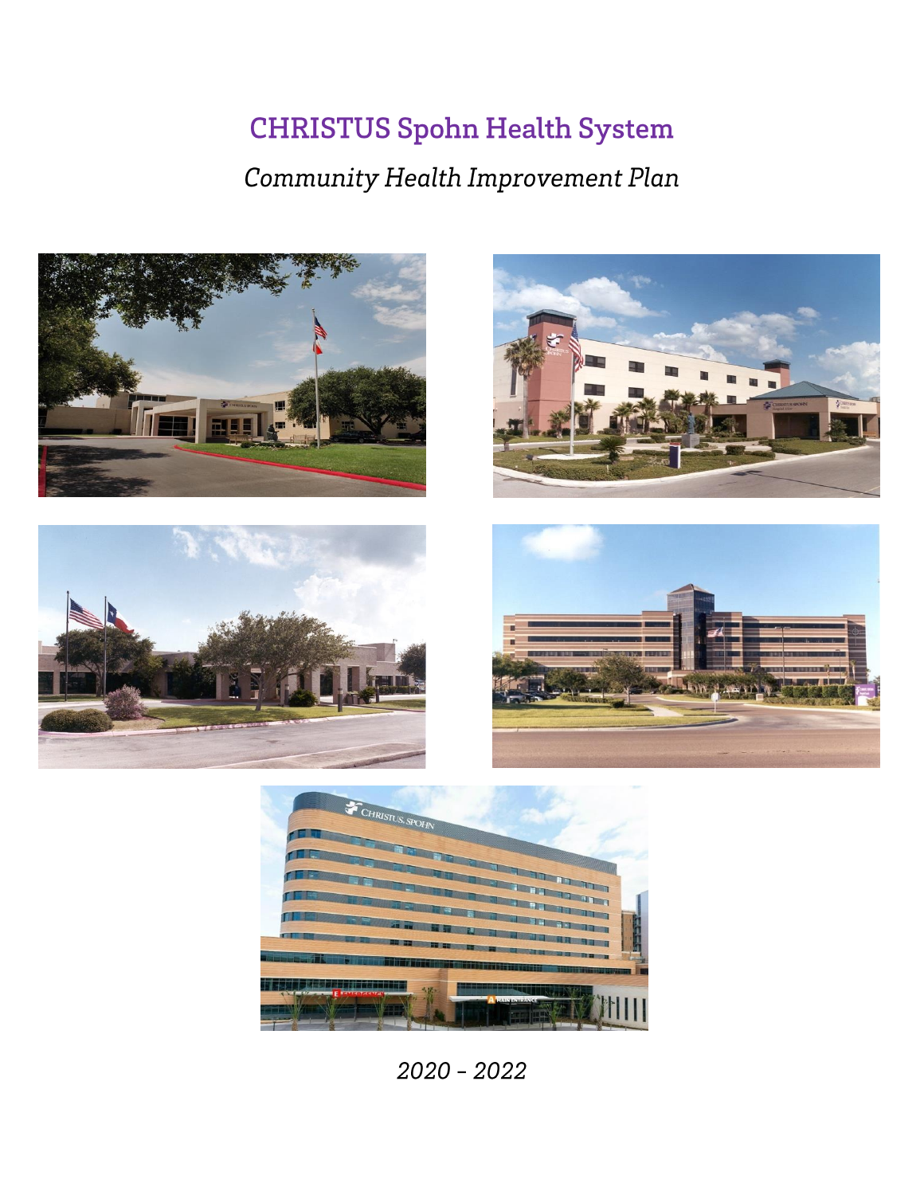# CHRISTUS Spohn Health System

*Community Health Improvement Plan*

*2020 – 2022*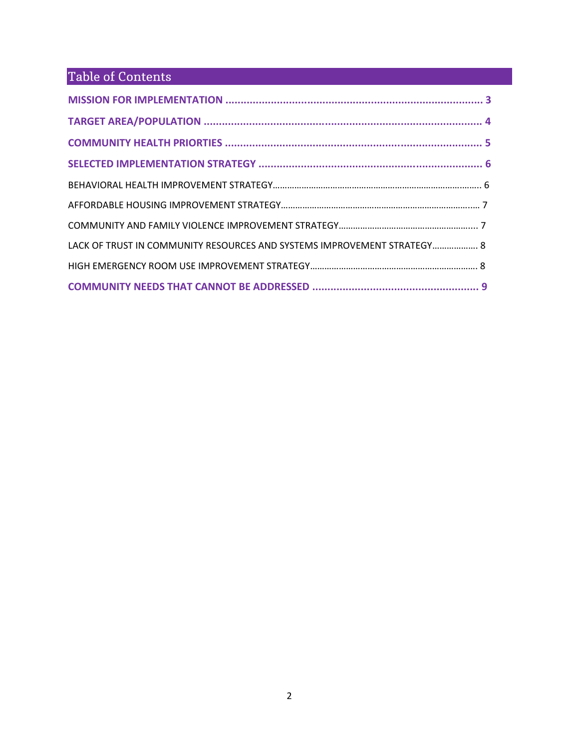# Table of Contents

**MISSION FOR IMPLEMENTATION** ........................................................................................ **3**

**TARGET AREA/POPULATION** ............................................................................................. **4**

**COMMUNITY HEALTH PRIORTIES** ....................................................................................... **5**

**SELECTED IMPLEMENTATION STRATEGY** ............................................................................ **6**

BEHAVIORAL HEALTH IMPROVEMENT STRATEGY.......................................................................................... 6

AFFORDABLE HOUSING IMPROVEMENT STRATEGY....................................................................................... 7

COMMUNITY AND FAMILY VIOLENCE IMPROVEMENT STRATEGY.............................................................. 7

LACK OF TRUST IN COMMUNITY RESOURCES AND SYSTEMS IMPROVEMENT STRATEGY................... 8

HIGH EMERGENCY ROOM USE IMPROVEMENT STRATEGY.......................................................................... 8

**COMMUNITY NEEDS THAT CANNOT BE ADDRESSED** ......................................................... **9**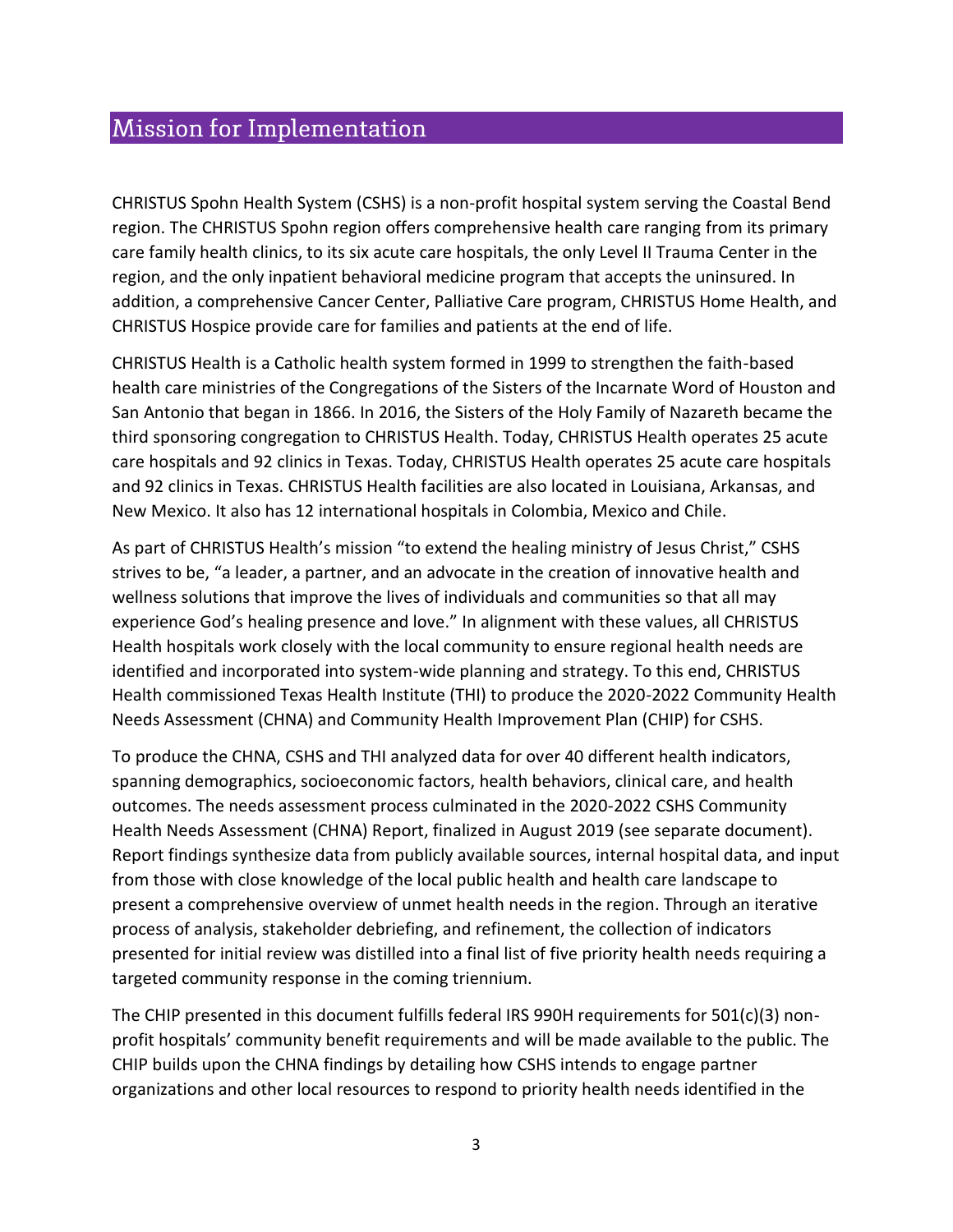## Mission for Implementation

CHRISTUS Spohn Health System (CSHS) is a non-profit hospital system serving the Coastal Bend region. The CHRISTUS Spohn region offers comprehensive health care ranging from its primary care family health clinics, to its six acute care hospitals, the only Level II Trauma Center in the region, and the only inpatient behavioral medicine program that accepts the uninsured. In addition, a comprehensive Cancer Center, Palliative Care program, CHRISTUS Home Health, and CHRISTUS Hospice provide care for families and patients at the end of life.

CHRISTUS Health is a Catholic health system formed in 1999 to strengthen the faith-based health care ministries of the Congregations of the Sisters of the Incarnate Word of Houston and San Antonio that began in 1866. In 2016, the Sisters of the Holy Family of Nazareth became the third sponsoring congregation to CHRISTUS Health. Today, CHRISTUS Health operates 25 acute care hospitals and 92 clinics in Texas. Today, CHRISTUS Health operates 25 acute care hospitals and 92 clinics in Texas. CHRISTUS Health facilities are also located in Louisiana, Arkansas, and New Mexico. It also has 12 international hospitals in Colombia, Mexico and Chile.

As part of CHRISTUS Health's mission "to extend the healing ministry of Jesus Christ," CSHS strives to be, "a leader, a partner, and an advocate in the creation of innovative health and wellness solutions that improve the lives of individuals and communities so that all may experience God's healing presence and love." In alignment with these values, all CHRISTUS Health hospitals work closely with the local community to ensure regional health needs are identified and incorporated into system-wide planning and strategy. To this end, CHRISTUS Health commissioned Texas Health Institute (THI) to produce the 2020-2022 Community Health Needs Assessment (CHNA) and Community Health Improvement Plan (CHIP) for CSHS.

To produce the CHNA, CSHS and THI analyzed data for over 40 different health indicators, spanning demographics, socioeconomic factors, health behaviors, clinical care, and health outcomes. The needs assessment process culminated in the 2020-2022 CSHS Community Health Needs Assessment (CHNA) Report, finalized in August 2019 (see separate document). Report findings synthesize data from publicly available sources, internal hospital data, and input from those with close knowledge of the local public health and health care landscape to present a comprehensive overview of unmet health needs in the region. Through an iterative process of analysis, stakeholder debriefing, and refinement, the collection of indicators presented for initial review was distilled into a final list of five priority health needs requiring a targeted community response in the coming triennium.

The CHIP presented in this document fulfills federal IRS 990H requirements for 501(c)(3) non-profit hospitals' community benefit requirements and will be made available to the public. The CHIP builds upon the CHNA findings by detailing how CSHS intends to engage partner organizations and other local resources to respond to priority health needs identified in the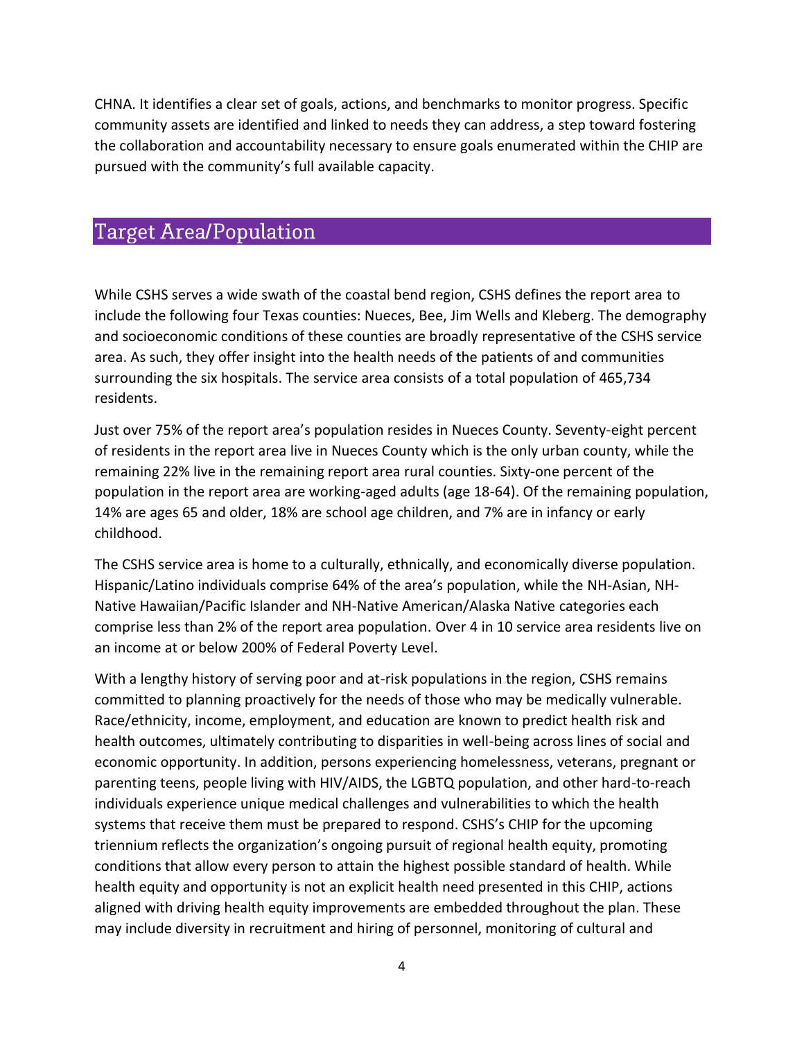CHNA. It identifies a clear set of goals, actions, and benchmarks to monitor progress. Specific community assets are identified and linked to needs they can address, a step toward fostering the collaboration and accountability necessary to ensure goals enumerated within the CHIP are pursued with the community's full available capacity.

## Target Area/Population

While CSHS serves a wide swath of the coastal bend region, CSHS defines the report area to include the following four Texas counties: Nueces, Bee, Jim Wells and Kleberg. The demography and socioeconomic conditions of these counties are broadly representative of the CSHS service area. As such, they offer insight into the health needs of the patients of and communities surrounding the six hospitals. The service area consists of a total population of 465,734 residents.

Just over 75% of the report area's population resides in Nueces County. Seventy-eight percent of residents in the report area live in Nueces County which is the only urban county, while the remaining 22% live in the remaining report area rural counties. Sixty-one percent of the population in the report area are working-aged adults (age 18-64). Of the remaining population, 14% are ages 65 and older, 18% are school age children, and 7% are in infancy or early childhood.

The CSHS service area is home to a culturally, ethnically, and economically diverse population. Hispanic/Latino individuals comprise 64% of the area's population, while the NH-Asian, NH-Native Hawaiian/Pacific Islander and NH-Native American/Alaska Native categories each comprise less than 2% of the report area population. Over 4 in 10 service area residents live on an income at or below 200% of Federal Poverty Level.

With a lengthy history of serving poor and at-risk populations in the region, CSHS remains committed to planning proactively for the needs of those who may be medically vulnerable. Race/ethnicity, income, employment, and education are known to predict health risk and health outcomes, ultimately contributing to disparities in well-being across lines of social and economic opportunity. In addition, persons experiencing homelessness, veterans, pregnant or parenting teens, people living with HIV/AIDS, the LGBTQ population, and other hard-to-reach individuals experience unique medical challenges and vulnerabilities to which the health systems that receive them must be prepared to respond. CSHS's CHIP for the upcoming triennium reflects the organization's ongoing pursuit of regional health equity, promoting conditions that allow every person to attain the highest possible standard of health. While health equity and opportunity is not an explicit health need presented in this CHIP, actions aligned with driving health equity improvements are embedded throughout the plan. These may include diversity in recruitment and hiring of personnel, monitoring of cultural and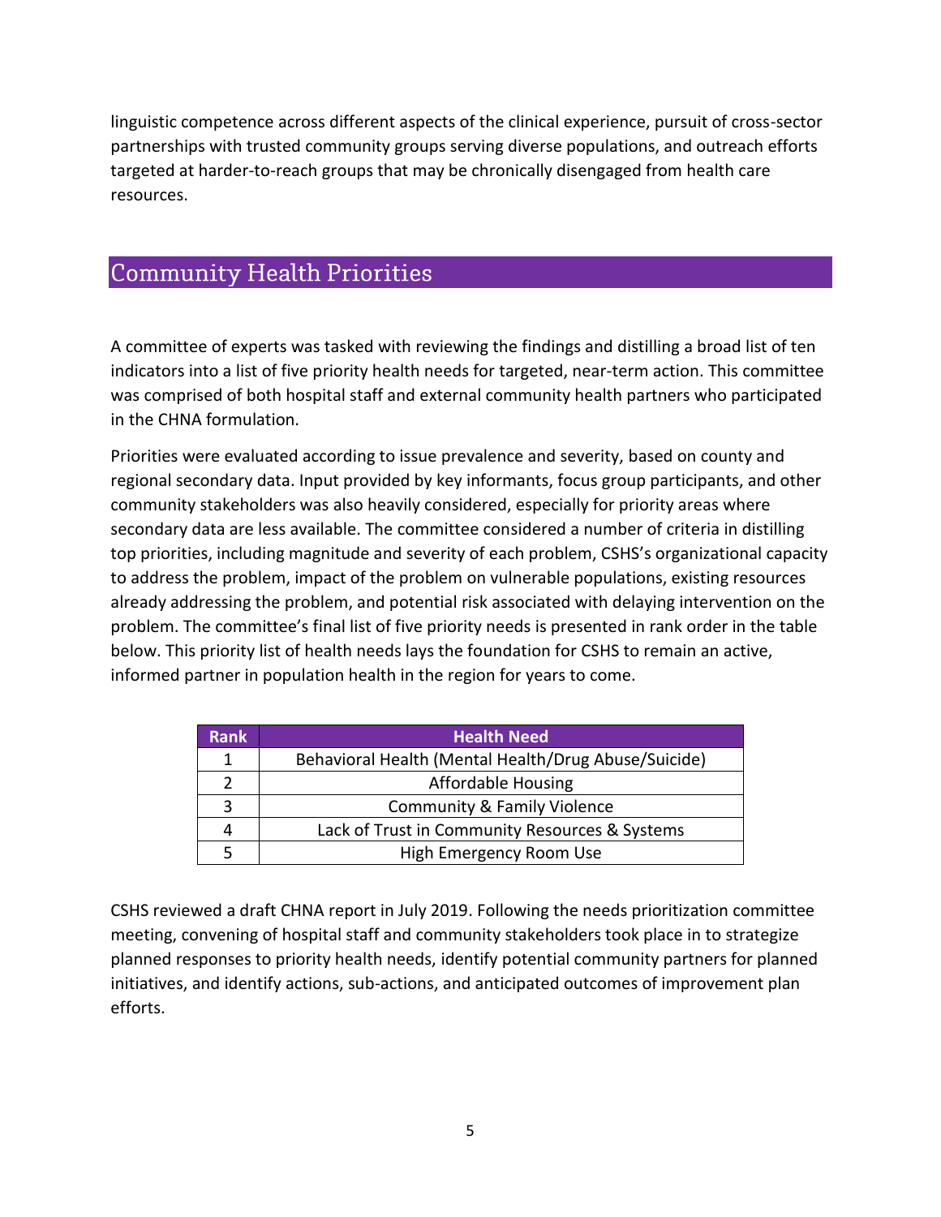linguistic competence across different aspects of the clinical experience, pursuit of cross-sector partnerships with trusted community groups serving diverse populations, and outreach efforts targeted at harder-to-reach groups that may be chronically disengaged from health care resources.

## Community Health Priorities

A committee of experts was tasked with reviewing the findings and distilling a broad list of ten indicators into a list of five priority health needs for targeted, near-term action. This committee was comprised of both hospital staff and external community health partners who participated in the CHNA formulation.

Priorities were evaluated according to issue prevalence and severity, based on county and regional secondary data. Input provided by key informants, focus group participants, and other community stakeholders was also heavily considered, especially for priority areas where secondary data are less available. The committee considered a number of criteria in distilling top priorities, including magnitude and severity of each problem, CSHS's organizational capacity to address the problem, impact of the problem on vulnerable populations, existing resources already addressing the problem, and potential risk associated with delaying intervention on the problem. The committee's final list of five priority needs is presented in rank order in the table below. This priority list of health needs lays the foundation for CSHS to remain an active, informed partner in population health in the region for years to come.

| Rank | Health Need |
|---|---|
| 1 | Behavioral Health (Mental Health/Drug Abuse/Suicide) |
| 2 | Affordable Housing |
| 3 | Community & Family Violence |
| 4 | Lack of Trust in Community Resources & Systems |
| 5 | High Emergency Room Use |

CSHS reviewed a draft CHNA report in July 2019. Following the needs prioritization committee meeting, convening of hospital staff and community stakeholders took place in to strategize planned responses to priority health needs, identify potential community partners for planned initiatives, and identify actions, sub-actions, and anticipated outcomes of improvement plan efforts.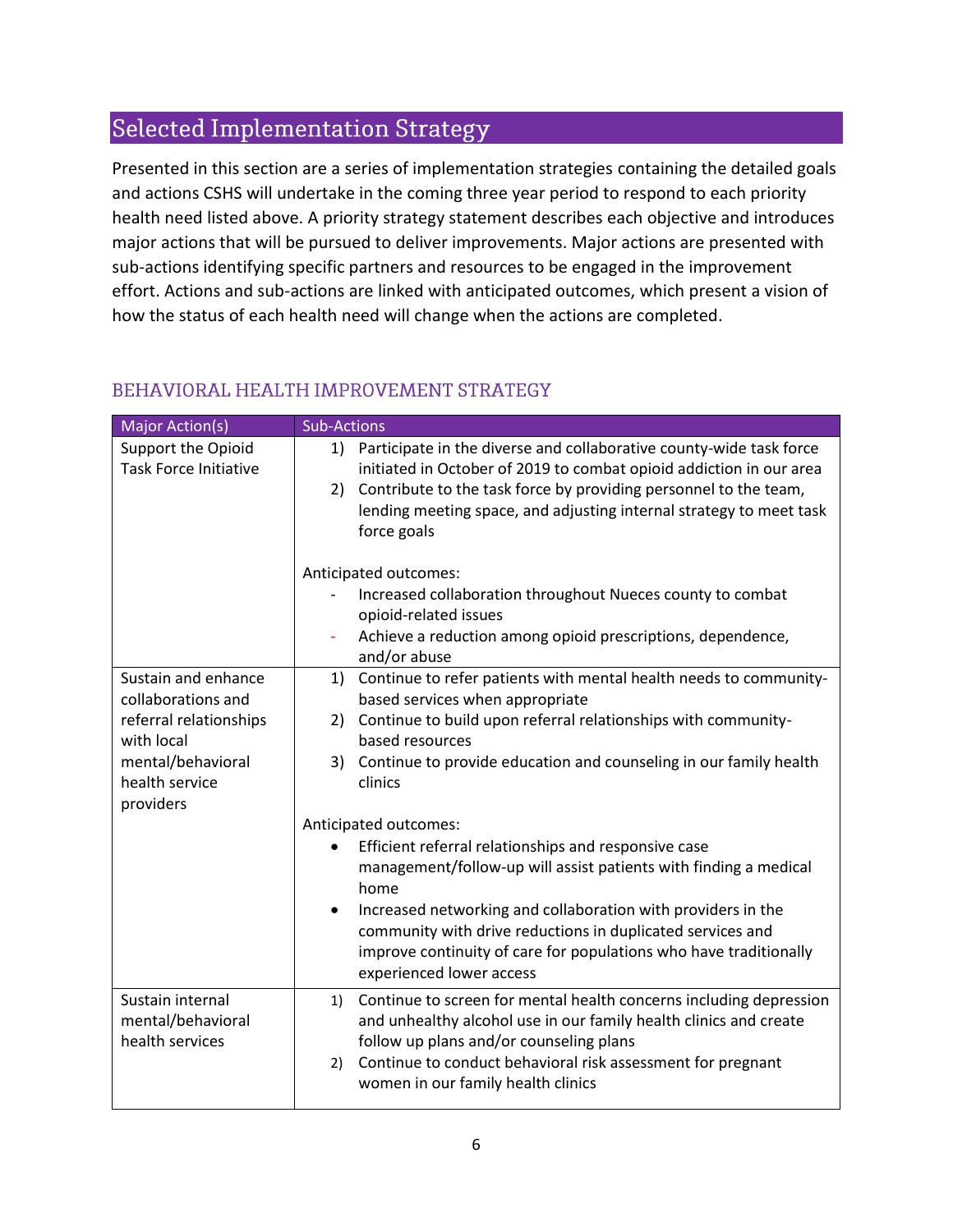## Selected Implementation Strategy

Presented in this section are a series of implementation strategies containing the detailed goals and actions CSHS will undertake in the coming three year period to respond to each priority health need listed above. A priority strategy statement describes each objective and introduces major actions that will be pursued to deliver improvements. Major actions are presented with sub-actions identifying specific partners and resources to be engaged in the improvement effort. Actions and sub-actions are linked with anticipated outcomes, which present a vision of how the status of each health need will change when the actions are completed.

### BEHAVIORAL HEALTH IMPROVEMENT STRATEGY

| Major Action(s) | Sub-Actions |
|---|---|
| Support the Opioid Task Force Initiative | 1) Participate in the diverse and collaborative county-wide task force initiated in October of 2019 to combat opioid addiction in our area<br>2) Contribute to the task force by providing personnel to the team, lending meeting space, and adjusting internal strategy to meet task force goals<br><br>Anticipated outcomes:<br>- Increased collaboration throughout Nueces county to combat opioid-related issues<br>- Achieve a reduction among opioid prescriptions, dependence, and/or abuse |
| Sustain and enhance collaborations and referral relationships with local mental/behavioral health service providers | 1) Continue to refer patients with mental health needs to community-based services when appropriate<br>2) Continue to build upon referral relationships with community-based resources<br>3) Continue to provide education and counseling in our family health clinics<br><br>Anticipated outcomes:<br>• Efficient referral relationships and responsive case management/follow-up will assist patients with finding a medical home<br>• Increased networking and collaboration with providers in the community with drive reductions in duplicated services and improve continuity of care for populations who have traditionally experienced lower access |
| Sustain internal mental/behavioral health services | 1) Continue to screen for mental health concerns including depression and unhealthy alcohol use in our family health clinics and create follow up plans and/or counseling plans<br>2) Continue to conduct behavioral risk assessment for pregnant women in our family health clinics |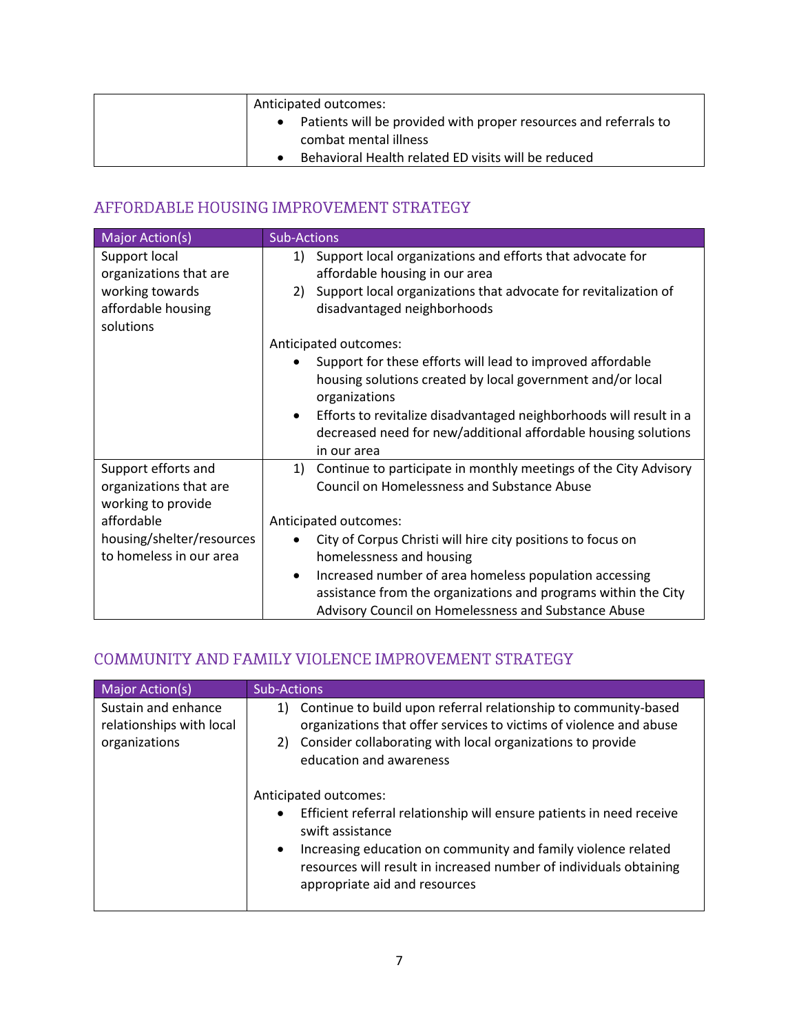| | |
|---|---|
| | Anticipated outcomes:<br>• Patients will be provided with proper resources and referrals to combat mental illness<br>• Behavioral Health related ED visits will be reduced |

## AFFORDABLE HOUSING IMPROVEMENT STRATEGY

| Major Action(s) | Sub-Actions |
|---|---|
| Support local organizations that are working towards affordable housing solutions | 1) Support local organizations and efforts that advocate for affordable housing in our area<br>2) Support local organizations that advocate for revitalization of disadvantaged neighborhoods<br><br>Anticipated outcomes:<br>• Support for these efforts will lead to improved affordable housing solutions created by local government and/or local organizations<br>• Efforts to revitalize disadvantaged neighborhoods will result in a decreased need for new/additional affordable housing solutions in our area |
| Support efforts and organizations that are working to provide affordable housing/shelter/resources to homeless in our area | 1) Continue to participate in monthly meetings of the City Advisory Council on Homelessness and Substance Abuse<br><br>Anticipated outcomes:<br>• City of Corpus Christi will hire city positions to focus on homelessness and housing<br>• Increased number of area homeless population accessing assistance from the organizations and programs within the City Advisory Council on Homelessness and Substance Abuse |

## COMMUNITY AND FAMILY VIOLENCE IMPROVEMENT STRATEGY

| Major Action(s) | Sub-Actions |
|---|---|
| Sustain and enhance relationships with local organizations | 1) Continue to build upon referral relationship to community-based organizations that offer services to victims of violence and abuse<br>2) Consider collaborating with local organizations to provide education and awareness<br><br>Anticipated outcomes:<br>• Efficient referral relationship will ensure patients in need receive swift assistance<br>• Increasing education on community and family violence related resources will result in increased number of individuals obtaining appropriate aid and resources |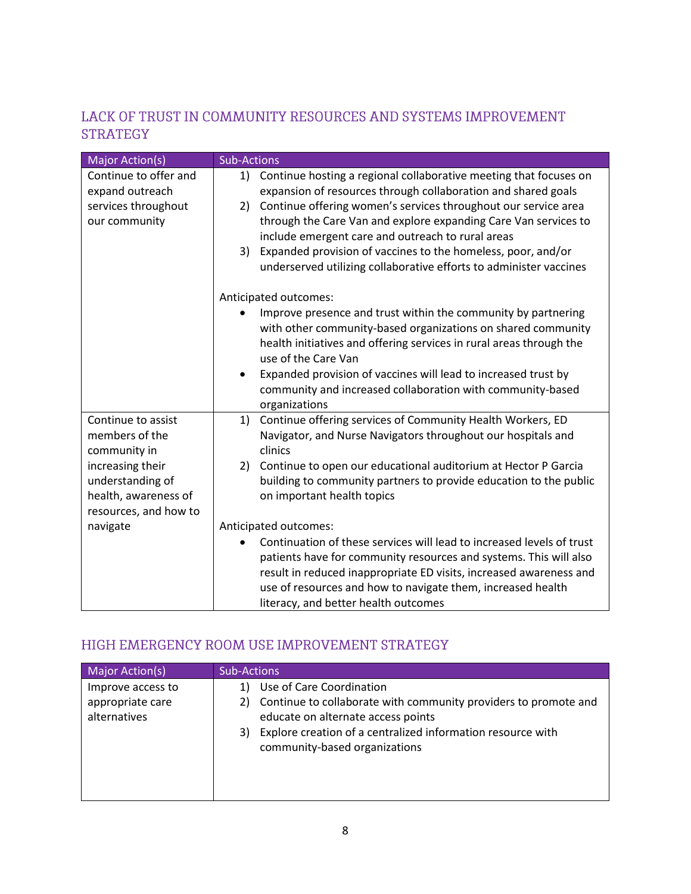## LACK OF TRUST IN COMMUNITY RESOURCES AND SYSTEMS IMPROVEMENT STRATEGY

| Major Action(s) | Sub-Actions |
|---|---|
| Continue to offer and expand outreach services throughout our community | 1) Continue hosting a regional collaborative meeting that focuses on expansion of resources through collaboration and shared goals<br>2) Continue offering women's services throughout our service area through the Care Van and explore expanding Care Van services to include emergent care and outreach to rural areas<br>3) Expanded provision of vaccines to the homeless, poor, and/or underserved utilizing collaborative efforts to administer vaccines<br><br>Anticipated outcomes:<br>• Improve presence and trust within the community by partnering with other community-based organizations on shared community health initiatives and offering services in rural areas through the use of the Care Van<br>• Expanded provision of vaccines will lead to increased trust by community and increased collaboration with community-based organizations |
| Continue to assist members of the community in increasing their understanding of health, awareness of resources, and how to navigate | 1) Continue offering services of Community Health Workers, ED Navigator, and Nurse Navigators throughout our hospitals and clinics<br>2) Continue to open our educational auditorium at Hector P Garcia building to community partners to provide education to the public on important health topics<br><br>Anticipated outcomes:<br>• Continuation of these services will lead to increased levels of trust patients have for community resources and systems. This will also result in reduced inappropriate ED visits, increased awareness and use of resources and how to navigate them, increased health literacy, and better health outcomes |

## HIGH EMERGENCY ROOM USE IMPROVEMENT STRATEGY

| Major Action(s) | Sub-Actions |
|---|---|
| Improve access to appropriate care alternatives | 1) Use of Care Coordination<br>2) Continue to collaborate with community providers to promote and educate on alternate access points<br>3) Explore creation of a centralized information resource with community-based organizations |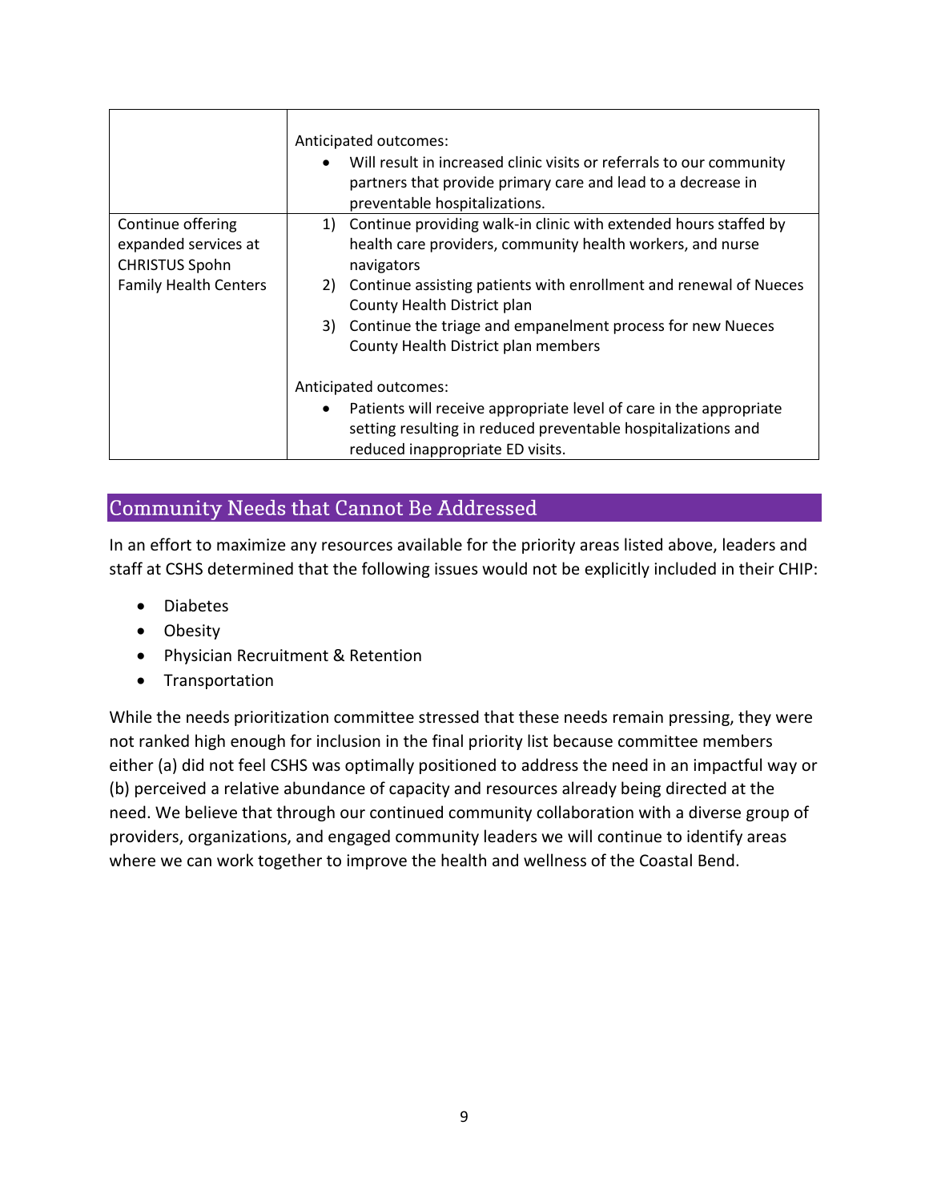| | |
|---|---|
| | Anticipated outcomes:<br>• Will result in increased clinic visits or referrals to our community partners that provide primary care and lead to a decrease in preventable hospitalizations. |
| Continue offering expanded services at CHRISTUS Spohn Family Health Centers | 1) Continue providing walk-in clinic with extended hours staffed by health care providers, community health workers, and nurse navigators<br>2) Continue assisting patients with enrollment and renewal of Nueces County Health District plan<br>3) Continue the triage and empanelment process for new Nueces County Health District plan members<br><br>Anticipated outcomes:<br>• Patients will receive appropriate level of care in the appropriate setting resulting in reduced preventable hospitalizations and reduced inappropriate ED visits. |

## Community Needs that Cannot Be Addressed

In an effort to maximize any resources available for the priority areas listed above, leaders and staff at CSHS determined that the following issues would not be explicitly included in their CHIP:

- Diabetes
- Obesity
- Physician Recruitment & Retention
- Transportation

While the needs prioritization committee stressed that these needs remain pressing, they were not ranked high enough for inclusion in the final priority list because committee members either (a) did not feel CSHS was optimally positioned to address the need in an impactful way or (b) perceived a relative abundance of capacity and resources already being directed at the need. We believe that through our continued community collaboration with a diverse group of providers, organizations, and engaged community leaders we will continue to identify areas where we can work together to improve the health and wellness of the Coastal Bend.